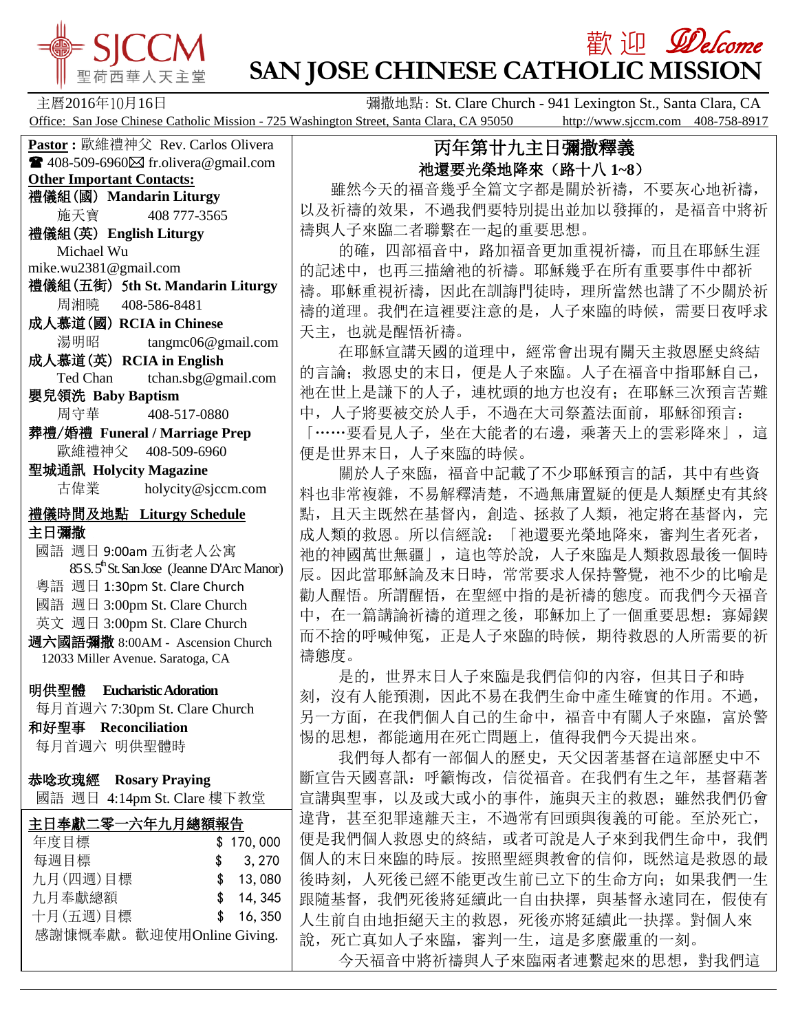# SJCCM 聖荷西華人天主堂

歡迎 Welcome

# SAN JOSE CHINESE CATHOLIC MISSION

主曆2016年10月16日　　彌撒地點: St. Clare Church - 941 Lexington St., Santa Clara, CA

Office: San Jose Chinese Catholic Mission - 725 Washington Street, Santa Clara, CA 95050　http://www.sjccm.com　408-758-8917

**Pastor :** 歐維禮神父 Rev. Carlos Olivera
☎ 408-509-6960 ✉ fr.olivera@gmail.com

**Other Important Contacts:**

**禮儀組(國) Mandarin Liturgy**
施天寶　408 777-3565

**禮儀組(英) English Liturgy**
Michael Wu
mike.wu2381@gmail.com

**禮儀組(五街) 5th St. Mandarin Liturgy**
周湘曉　408-586-8481

**成人慕道(國) RCIA in Chinese**
湯明昭　tangmc06@gmail.com

**成人慕道(英) RCIA in English**
Ted Chan　tchan.sbg@gmail.com

**嬰兒領洗 Baby Baptism**
周守華　408-517-0880

**葬禮/婚禮 Funeral / Marriage Prep**
歐維禮神父　408-509-6960

**聖城通訊 Holycity Magazine**
古偉業　holycity@sjccm.com

**禮儀時間及地點 Liturgy Schedule**

**主日彌撒**
國語 週日 9:00am 五街老人公寓
85 S. 5th St. San Jose (Jeanne D'Arc Manor)
粵語 週日 1:30pm St. Clare Church
國語 週日 3:00pm St. Clare Church
英文 週日 3:00pm St. Clare Church

**週六國語彌撒** 8:00AM - Ascension Church
12033 Miller Avenue. Saratoga, CA

**明供聖體 Eucharistic Adoration**
每月首週六 7:30pm St. Clare Church

**和好聖事 Reconciliation**
每月首週六 明供聖體時

**恭唸玫瑰經 Rosary Praying**
國語 週日 4:14pm St. Clare 樓下教堂

**主日奉獻二零一六年九月總額報告**

| | |
|---|---|
| 年度目標 | $ 170,000 |
| 每週目標 | $ 3,270 |
| 九月(四週)目標 | $ 13,080 |
| 九月奉獻總額 | $ 14,345 |
| 十月(五週)目標 | $ 16,350 |

感謝慷慨奉獻。歡迎使用Online Giving.

## 丙年第廿九主日彌撒釋義

### 祂還要光榮地降來（路十八 1~8）

雖然今天的福音幾乎全篇文字都是關於祈禱，不要灰心地祈禱，以及祈禱的效果，不過我們要特別提出並加以發揮的，是福音中將祈禱與人子來臨二者聯繫在一起的重要思想。

的確，四部福音中，路加福音更加重視祈禱，而且在耶穌生涯的記述中，也再三描繪祂的祈禱。耶穌幾乎在所有重要事件中都祈禱。耶穌重視祈禱，因此在訓誨門徒時，理所當然也講了不少關於祈禱的道理。我們在這裡要注意的是，人子來臨的時候，需要日夜呼求天主，也就是醒悟祈禱。

在耶穌宣講天國的道理中，經常會出現有關天主救恩歷史終結的言論；救恩史的末日，便是人子來臨。人子在福音中指耶穌自己，祂在世上是謙下的人子，連枕頭的地方也沒有；在耶穌三次預言苦難中，人子將要被交於人手，不過在大司祭蓋法面前，耶穌卻預言：「……要看見人子，坐在大能者的右邊，乘著天上的雲彩降來」，這便是世界末日，人子來臨的時候。

關於人子來臨，福音中記載了不少耶穌預言的話，其中有些資料也非常複雜，不易解釋清楚，不過無庸置疑的便是人類歷史有其終點，且天主既然在基督內，創造、拯救了人類，祂定將在基督內，完成人類的救恩。所以信經說：「祂還要光榮地降來，審判生者死者，祂的神國萬世無疆」，這也等於說，人子來臨是人類救恩最後一個時辰。因此當耶穌論及末日時，常常要求人保持警覺，祂不少的比喻是勸人醒悟。所謂醒悟，在聖經中指的是祈禱的態度。而我們今天福音中，在一篇講論祈禱的道理之後，耶穌加上了一個重要思想：寡婦鍥而不捨的呼喊伸冤，正是人子來臨的時候，期待救恩的人所需要的祈禱態度。

是的，世界末日人子來臨是我們信仰的內容，但其日子和時刻，沒有人能預測，因此不易在我們生命中產生確實的作用。不過，另一方面，在我們個人自己的生命中，福音中有關人子來臨，富於警惕的思想，都能適用在死亡問題上，值得我們今天提出來。

我們每人都有一部個人的歷史，天父因著基督在這部歷史中不斷宣告天國喜訊：呼籲悔改，信從福音。在我們有生之年，基督藉著宣講與聖事，以及或大或小的事件，施與天主的救恩；雖然我們仍會違背，甚至犯罪遠離天主，不過常有回頭與復義的可能。至於死亡，便是我們個人救恩史的終結，或者可說是人子來到我們生命中，我們個人的末日來臨的時辰。按照聖經與教會的信仰，既然這是救恩的最後時刻，人死後已經不能更改生前已立下的生命方向；如果我們一生跟隨基督，我們死後將延續此一自由抉擇，與基督永遠同在，假使有人生前自由地拒絕天主的救恩，死後亦將延續此一抉擇。對個人來說，死亡真如人子來臨，審判一生，這是多麼嚴重的一刻。

今天福音中將祈禱與人子來臨兩者連繫起來的思想，對我們這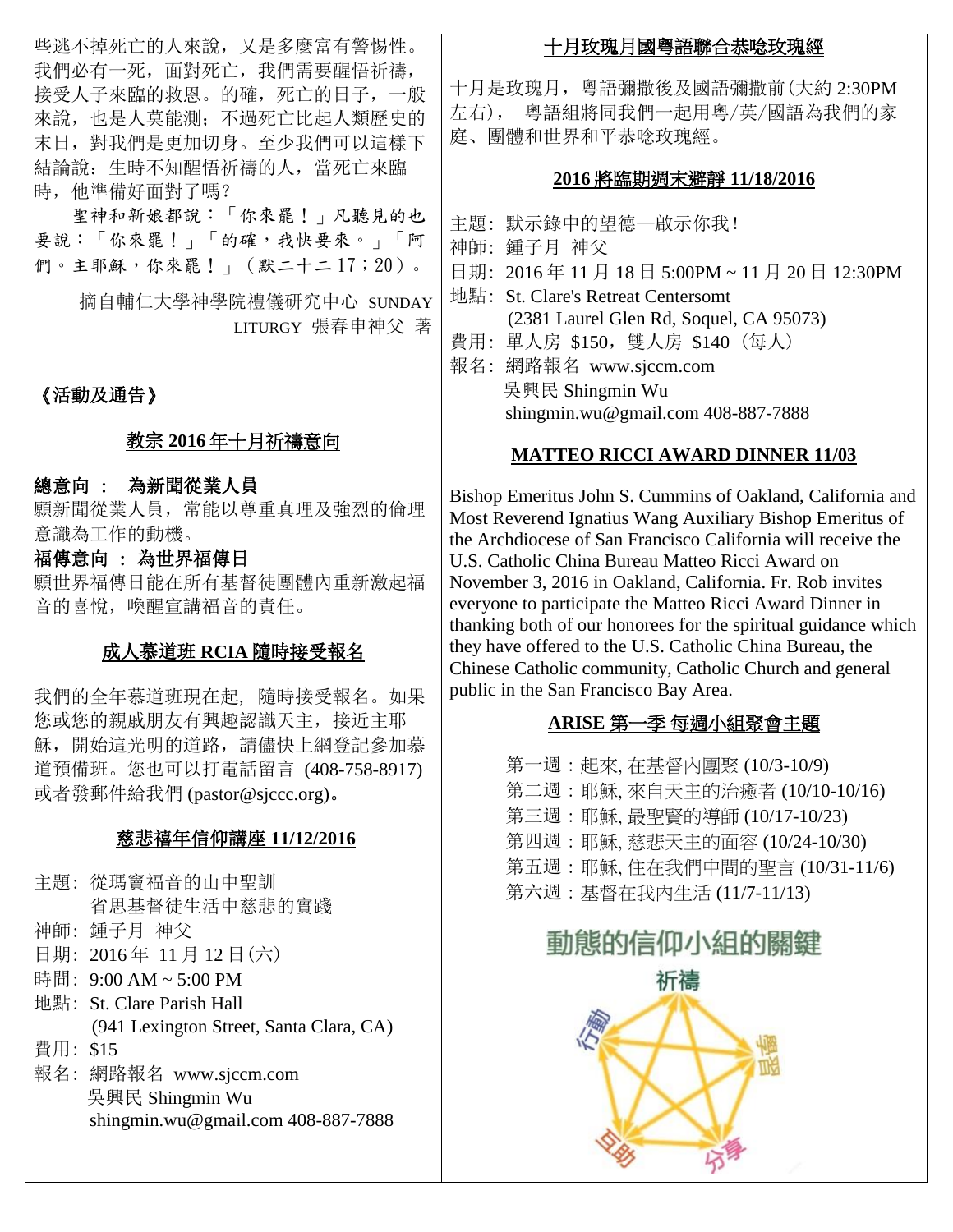些逃不掉死亡的人來說，又是多麼富有警惕性。我們必有一死，面對死亡，我們需要醒悟祈禱，接受人子來臨的救恩。的確，死亡的日子，一般來說，也是人莫能測；不過死亡比起人類歷史的末日，對我們是更加切身。至少我們可以這樣下結論說：生時不知醒悟祈禱的人，當死亡來臨時，他準備好面對了嗎？

聖神和新娘都說：「你來罷！」凡聽見的也要說：「你來罷！」「的確，我快要來。」「阿們。主耶穌，你來罷！」（默二十二 17；20）。

摘自輔仁大學神學院禮儀研究中心 SUNDAY LITURGY 張春申神父 著

## 《活動及通告》

### 教宗 2016 年十月祈禱意向

**總意向 ： 為新聞從業人員**

願新聞從業人員，常能以尊重真理及強烈的倫理意識為工作的動機。

**福傳意向 ： 為世界福傳日**

願世界福傳日能在所有基督徒團體內重新激起福音的喜悅，喚醒宣講福音的責任。

### 成人慕道班 RCIA 隨時接受報名

我們的全年慕道班現在起，隨時接受報名。如果您或您的親戚朋友有興趣認識天主，接近主耶穌，開始這光明的道路，請儘快上網登記參加慕道預備班。您也可以打電話留言 (408-758-8917) 或者發郵件給我們 (pastor@sjccc.org)。

### 慈悲禧年信仰講座 11/12/2016

主題: 從瑪竇福音的山中聖訓
省思基督徒生活中慈悲的實踐
神師: 鍾子月 神父
日期: 2016 年 11 月 12 日(六)
時間: 9:00 AM ~ 5:00 PM
地點: St. Clare Parish Hall
(941 Lexington Street, Santa Clara, CA)
費用: $15
報名: 網路報名 www.sjccm.com
吳興民 Shingmin Wu
shingmin.wu@gmail.com 408-887-7888

### 十月玫瑰月國粵語聯合恭唸玫瑰經

十月是玫瑰月，粵語彌撒後及國語彌撒前(大約 2:30PM 左右)， 粵語組將同我們一起用粵/英/國語為我們的家庭、團體和世界和平恭唸玫瑰經。

### 2016 將臨期週末避靜 11/18/2016

主題: 默示錄中的望德—啟示你我！
神師: 鍾子月 神父
日期: 2016 年 11 月 18 日 5:00PM ~ 11 月 20 日 12:30PM
地點: St. Clare's Retreat Centersomt
(2381 Laurel Glen Rd, Soquel, CA 95073)
費用: 單人房 $150，雙人房 $140（每人）
報名: 網路報名 www.sjccm.com
吳興民 Shingmin Wu
shingmin.wu@gmail.com 408-887-7888

### MATTEO RICCI AWARD DINNER 11/03

Bishop Emeritus John S. Cummins of Oakland, California and Most Reverend Ignatius Wang Auxiliary Bishop Emeritus of the Archdiocese of San Francisco California will receive the U.S. Catholic China Bureau Matteo Ricci Award on November 3, 2016 in Oakland, California. Fr. Rob invites everyone to participate the Matteo Ricci Award Dinner in thanking both of our honorees for the spiritual guidance which they have offered to the U.S. Catholic China Bureau, the Chinese Catholic community, Catholic Church and general public in the San Francisco Bay Area.

### ARISE 第一季 每週小組聚會主題

第一週：起來, 在基督內團聚 (10/3-10/9)
第二週：耶穌, 來自天主的治癒者 (10/10-10/16)
第三週：耶穌, 最聖賢的導師 (10/17-10/23)
第四週：耶穌, 慈悲天主的面容 (10/24-10/30)
第五週：耶穌, 住在我們中間的聖言 (10/31-11/6)
第六週：基督在我內生活 (11/7-11/13)

動態的信仰小組的關鍵

祈禱
學習
分享
互助
行動